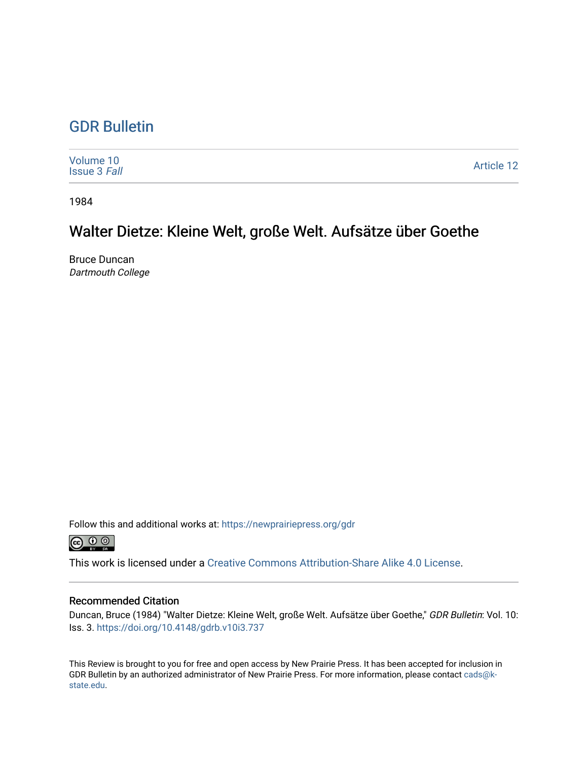# GDR Bulletin

Volume 10
Issue 3 *Fall*

Article 12

1984

## Walter Dietze: Kleine Welt, große Welt. Aufsätze über Goethe

Bruce Duncan
*Dartmouth College*

Follow this and additional works at: https://newprairiepress.org/gdr

This work is licensed under a Creative Commons Attribution-Share Alike 4.0 License.

### Recommended Citation

Duncan, Bruce (1984) "Walter Dietze: Kleine Welt, große Welt. Aufsätze über Goethe," *GDR Bulletin*: Vol. 10: Iss. 3. https://doi.org/10.4148/gdrb.v10i3.737

This Review is brought to you for free and open access by New Prairie Press. It has been accepted for inclusion in GDR Bulletin by an authorized administrator of New Prairie Press. For more information, please contact cads@k-state.edu.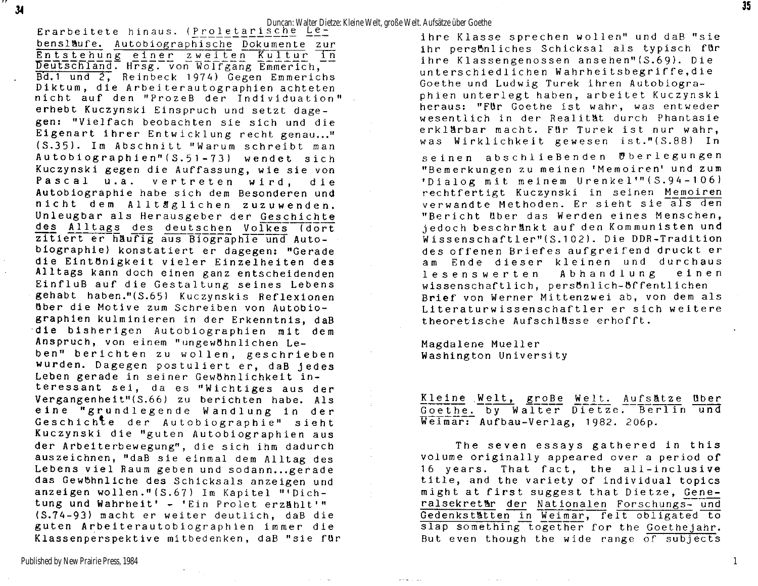Erarbeitete hinaus. (Proletarische Lebensläufe. Autobiographische Dokumente zur Entstehung einer zweiten Kultur in Deutschland. Hrsg. von Wolfgang Emmerich, Bd.1 und 2, Reinbeck 1974) Gegen Emmerichs Diktum, die Arbeiterautographien achteten nicht auf den "Prozeß der Individuation" erhebt Kuczynski Einspruch und setzt dagegen: "Vielfach beobachten sie sich und die Eigenart ihrer Entwicklung recht genau..." (S.35). Im Abschnitt "Warum schreibt man Autobiographien"(S.51-73) wendet sich Kuczynski gegen die Auffassung, wie sie von Pascal u.a. vertreten wird, die Autobiographie habe sich dem Besonderen und nicht dem Alltäglichen zuzuwenden. Unleugbar als Herausgeber der Geschichte des Alltags des deutschen Volkes (dort zitiert er häufig aus Biographie und Autobiographie) konstatiert er dagegen: "Gerade die Eintönigkeit vieler Einzelheiten des Alltags kann doch einen ganz entscheidenden Einfluß auf die Gestaltung seines Lebens gehabt haben."(S.65) Kuczynskis Reflexionen über die Motive zum Schreiben von Autobiographien kulminieren in der Erkenntnis, daß die bisherigen Autobiographien mit dem Anspruch, von einem "ungewöhnlichen Leben" berichten zu wollen, geschrieben wurden. Dagegen postuliert er, daß jedes Leben gerade in seiner Gewöhnlichkeit interessant sei, da es "Wichtiges aus der Vergangenheit"(S.66) zu berichten habe. Als eine "grundlegende Wandlung in der Geschichte der Autobiographie" sieht Kuczynski die "guten Autobiographien aus der Arbeiterbewegung", die sich ihm dadurch auszeichnen, "daß sie einmal dem Alltag des Lebens viel Raum geben und sodann...gerade das Gewöhnliche des Schicksals anzeigen und anzeigen wollen."(S.67) Im Kapitel "'Dichtung und Wahrheit' - 'Ein Prolet erzählt'" (S.74-93) macht er weiter deutlich, daß die guten Arbeiterautobiographien immer die Klassenperspektive mitbedenken, daß "sie für ihre Klasse sprechen wollen" und daß "sie ihr persönliches Schicksal als typisch für ihre Klassengenossen ansehen"(S.69). Die unterschiedlichen Wahrheitsbegriffe, die Goethe und Ludwig Turek ihren Autobiographien unterlegt haben, arbeitet Kuczynski heraus: "Für Goethe ist wahr, was entweder wesentlich in der Realität durch Phantasie erklärbar macht. Für Turek ist nur wahr, was Wirklichkeit gewesen ist."(S.88) In seinen abschließenden Überlegungen "Bemerkungen zu meinen 'Memoiren' und zum 'Dialog mit meinem Urenkel'"(S.94-106) rechtfertigt Kuczynski in seinen Memoiren verwandte Methoden. Er sieht sie als den "Bericht über das Werden eines Menschen, jedoch beschränkt auf den Kommunisten und Wissenschaftler"(S.102). Die DDR-Tradition des offenen Briefes aufgreifend druckt er am Ende dieser kleinen und durchaus lesenswerten Abhandlung einen wissenschaftlich, persönlich-öffentlichen Brief von Werner Mittenzwei ab, von dem als Literaturwissenschaftler er sich weitere theoretische Aufschlüsse erhofft.

Magdalene Mueller
Washington University

Kleine Welt, große Welt. Aufsätze über Goethe. by Walter Dietze. Berlin und Weimar: Aufbau-Verlag, 1982. 206p.

The seven essays gathered in this volume originally appeared over a period of 16 years. That fact, the all-inclusive title, and the variety of individual topics might at first suggest that Dietze, Generalsekretär der Nationalen Forschungs- und Gedenkstätten in Weimar, felt obligated to slap something together for the Goethejahr. But even though the wide range of subjects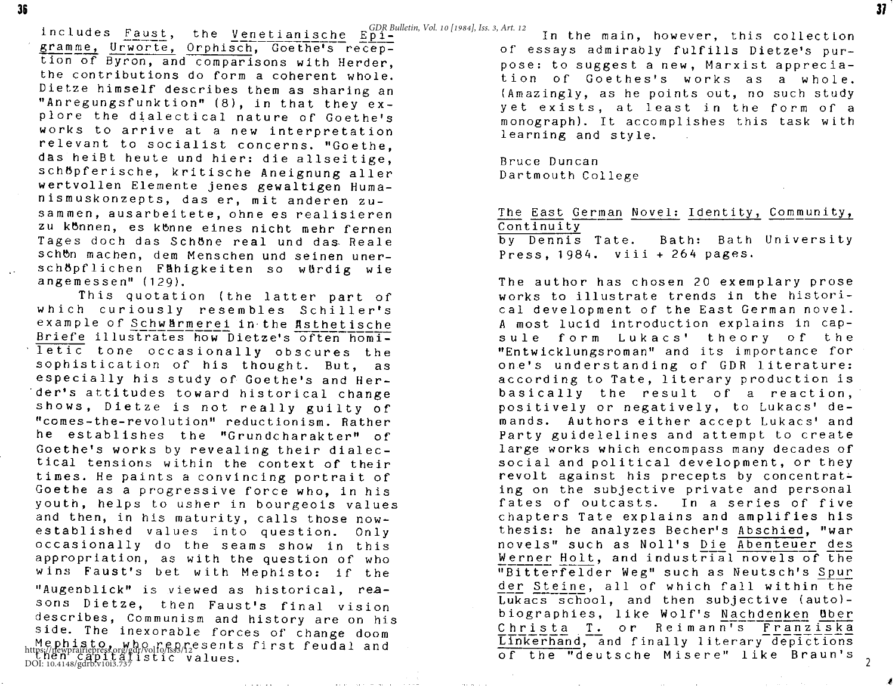includes *Faust*, the *Venetianische Epigramme*, *Urworte*, *Orphisch*, Goethe's reception of Byron, and comparisons with Herder, the contributions do form a coherent whole. Dietze himself describes them as sharing an "Anregungsfunktion" (8), in that they explore the dialectical nature of Goethe's works to arrive at a new interpretation relevant to socialist concerns. "Goethe, das heißt heute und hier: die allseitige, schöpferische, kritische Aneignung aller wertvollen Elemente jenes gewaltigen Humanismuskonzepts, das er, mit anderen zusammen, ausarbeitete, ohne es realisieren zu können, es könne eines nicht mehr fernen Tages doch das Schöne real und das Reale schön machen, dem Menschen und seinen unerschöpflichen Fähigkeiten so würdig wie angemessen" (129).

This quotation (the latter part of which curiously resembles Schiller's example of *Schwärmerei* in the *Ästhetische Briefe* illustrates how Dietze's often homiletic tone occasionally obscures the sophistication of his thought. But, as especially his study of Goethe's and Herder's attitudes toward historical change shows, Dietze is not really guilty of "comes-the-revolution" reductionism. Rather he establishes the "Grundcharakter" of Goethe's works by revealing their dialectical tensions within the context of their times. He paints a convincing portrait of Goethe as a progressive force who, in his youth, helps to usher in bourgeois values and then, in his maturity, calls those now-established values into question. Only occasionally do the seams show in this appropriation, as with the question of who wins Faust's bet with Mephisto: if the "Augenblick" is viewed as historical, reasons Dietze, then Faust's final vision describes, Communism and history are on his side. The inexorable forces of change doom Mephisto, who represents first feudal and then capitalistic values.

In the main, however, this collection of essays admirably fulfills Dietze's purpose: to suggest a new, Marxist appreciation of Goethes's works as a whole. (Amazingly, as he points out, no such study yet exists, at least in the form of a monograph). It accomplishes this task with learning and style.

Bruce Duncan
Dartmouth College

*The East German Novel: Identity, Community, Continuity*
by Dennis Tate. Bath: Bath University Press, 1984. viii + 264 pages.

The author has chosen 20 exemplary prose works to illustrate trends in the historical development of the East German novel. A most lucid introduction explains in capsule form Lukacs' theory of the "Entwicklungsroman" and its importance for one's understanding of GDR literature: according to Tate, literary production is basically the result of a reaction, positively or negatively, to Lukacs' demands. Authors either accept Lukacs' and Party guidelelines and attempt to create large works which encompass many decades of social and political development, or they revolt against his precepts by concentrating on the subjective private and personal fates of outcasts. In a series of five chapters Tate explains and amplifies his thesis: he analyzes Becher's *Abschied*, "war novels" such as Noll's *Die Abenteuer des Werner Holt*, and industrial novels of the "Bitterfelder Weg" such as Neutsch's *Spur der Steine*, all of which fall within the Lukacs school, and then subjective (auto)-biographies, like Wolf's *Nachdenken über Christa T.* or Reimann's *Franziska Linkerhand*, and finally literary depictions of the "deutsche Misere" like Braun's